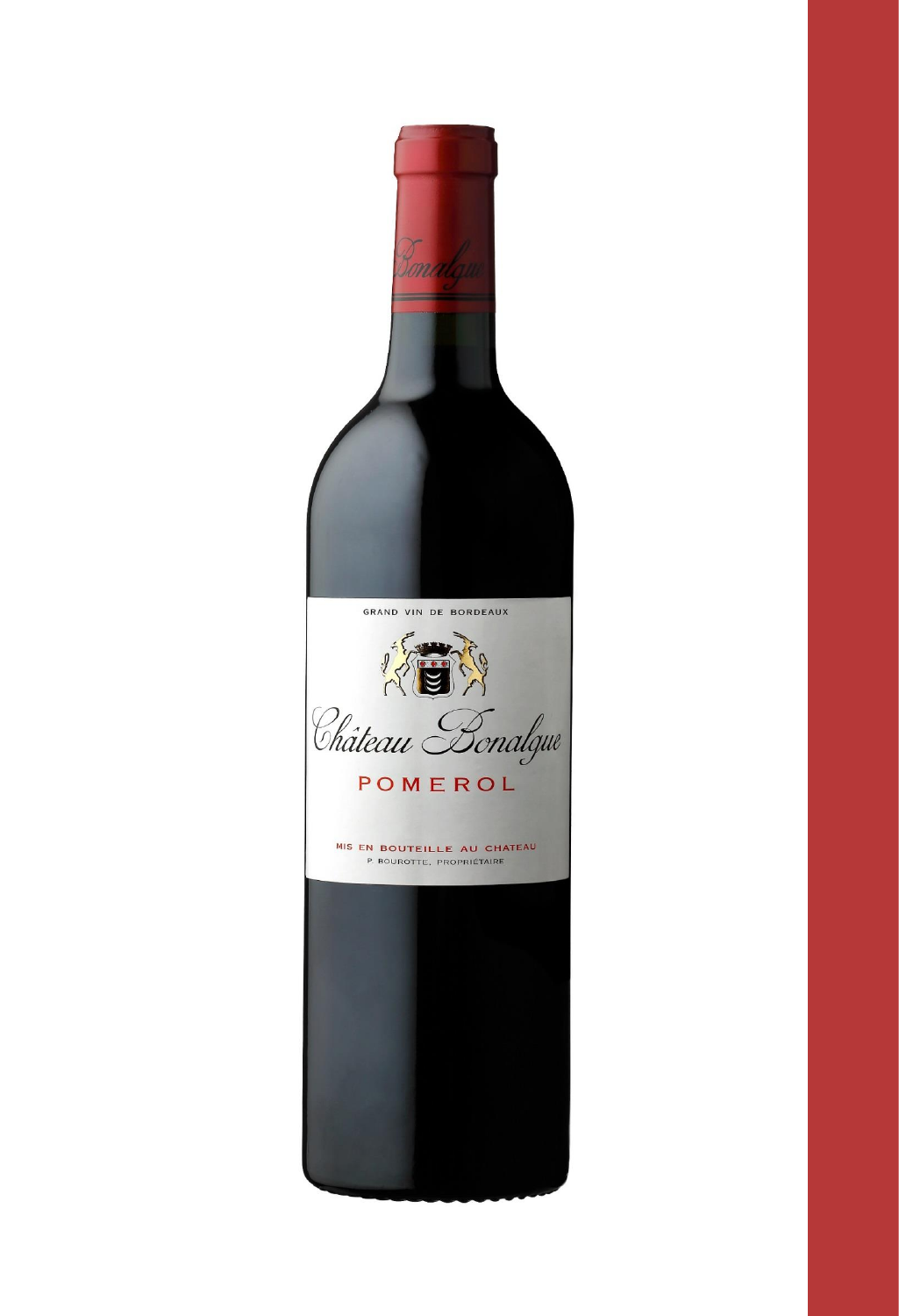GRAND VIN DE BORDEAUX

Château Bonalgue

POMEROL

MIS EN BOUTEILLE AU CHATEAU

P. BOUROTTE, PROPRIÉTAIRE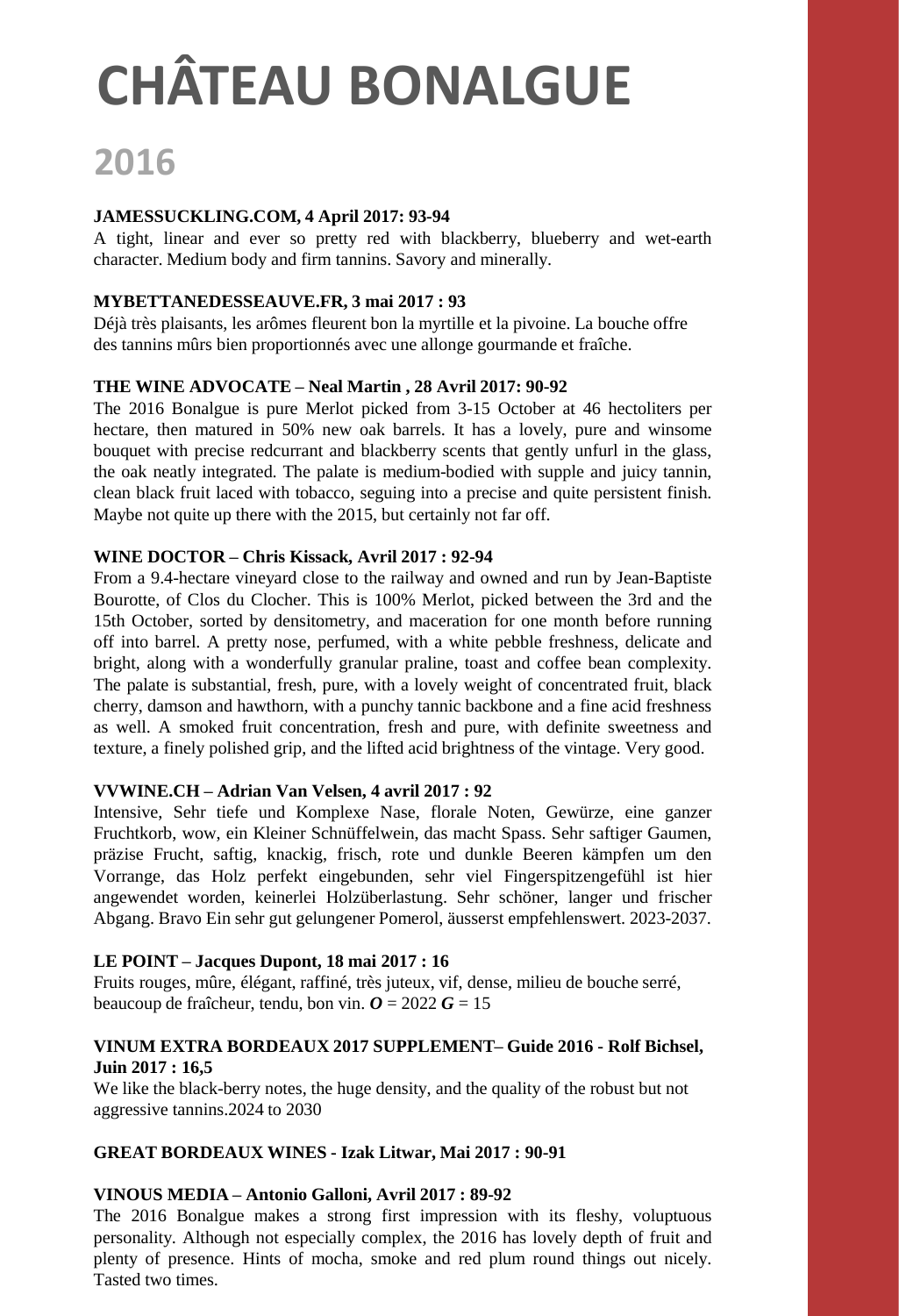# CHÂTEAU BONALGUE

## 2016

**JAMESSUCKLING.COM, 4 April 2017: 93-94**

A tight, linear and ever so pretty red with blackberry, blueberry and wet-earth character. Medium body and firm tannins. Savory and minerally.

**MYBETTANEDESSEAUVE.FR, 3 mai 2017 : 93**

Déjà très plaisants, les arômes fleurent bon la myrtille et la pivoine. La bouche offre des tannins mûrs bien proportionnés avec une allonge gourmande et fraîche.

**THE WINE ADVOCATE – Neal Martin , 28 Avril 2017: 90-92**

The 2016 Bonalgue is pure Merlot picked from 3-15 October at 46 hectoliters per hectare, then matured in 50% new oak barrels. It has a lovely, pure and winsome bouquet with precise redcurrant and blackberry scents that gently unfurl in the glass, the oak neatly integrated. The palate is medium-bodied with supple and juicy tannin, clean black fruit laced with tobacco, seguing into a precise and quite persistent finish. Maybe not quite up there with the 2015, but certainly not far off.

**WINE DOCTOR – Chris Kissack, Avril 2017 : 92-94**

From a 9.4-hectare vineyard close to the railway and owned and run by Jean-Baptiste Bourotte, of Clos du Clocher. This is 100% Merlot, picked between the 3rd and the 15th October, sorted by densitometry, and maceration for one month before running off into barrel. A pretty nose, perfumed, with a white pebble freshness, delicate and bright, along with a wonderfully granular praline, toast and coffee bean complexity. The palate is substantial, fresh, pure, with a lovely weight of concentrated fruit, black cherry, damson and hawthorn, with a punchy tannic backbone and a fine acid freshness as well. A smoked fruit concentration, fresh and pure, with definite sweetness and texture, a finely polished grip, and the lifted acid brightness of the vintage. Very good.

**VVWINE.CH – Adrian Van Velsen, 4 avril 2017 : 92**

Intensive, Sehr tiefe und Komplexe Nase, florale Noten, Gewürze, eine ganzer Fruchtkorb, wow, ein Kleiner Schnüffelwein, das macht Spass. Sehr saftiger Gaumen, präzise Frucht, saftig, knackig, frisch, rote und dunkle Beeren kämpfen um den Vorrange, das Holz perfekt eingebunden, sehr viel Fingerspitzengefühl ist hier angewendet worden, keinerlei Holzüberlastung. Sehr schöner, langer und frischer Abgang. Bravo Ein sehr gut gelungener Pomerol, äusserst empfehlenswert. 2023-2037.

**LE POINT – Jacques Dupont, 18 mai 2017 : 16**

Fruits rouges, mûre, élégant, raffiné, très juteux, vif, dense, milieu de bouche serré, beaucoup de fraîcheur, tendu, bon vin. ***O*** = 2022 ***G*** = 15

**VINUM EXTRA BORDEAUX 2017 SUPPLEMENT– Guide 2016 - Rolf Bichsel, Juin 2017 : 16,5**

We like the black-berry notes, the huge density, and the quality of the robust but not aggressive tannins.2024 to 2030

**GREAT BORDEAUX WINES - Izak Litwar, Mai 2017 : 90-91**

**VINOUS MEDIA – Antonio Galloni, Avril 2017 : 89-92**

The 2016 Bonalgue makes a strong first impression with its fleshy, voluptuous personality. Although not especially complex, the 2016 has lovely depth of fruit and plenty of presence. Hints of mocha, smoke and red plum round things out nicely. Tasted two times.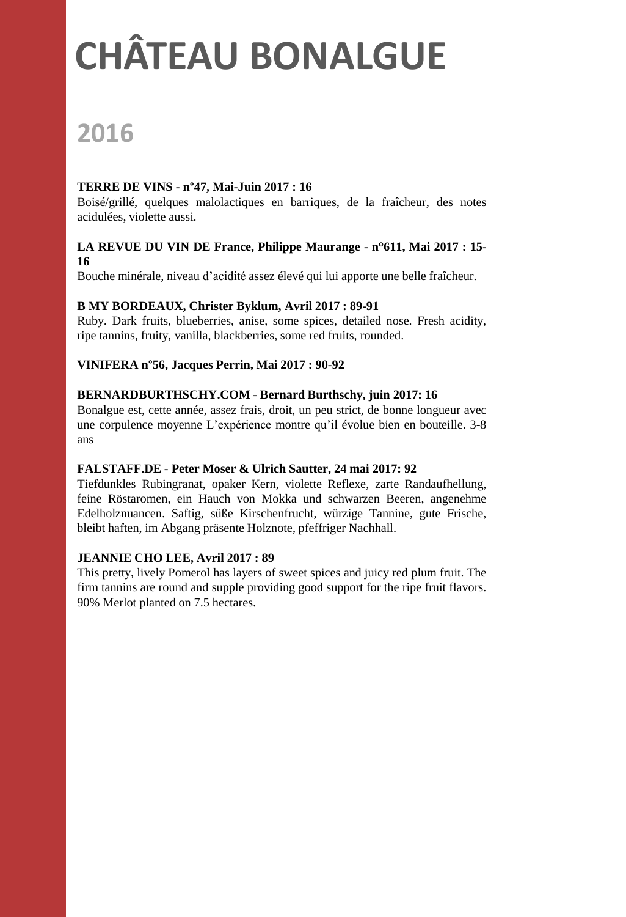# CHÂTEAU BONALGUE

## 2016

**TERRE DE VINS - n°47, Mai-Juin 2017 : 16**
Boisé/grillé, quelques malolactiques en barriques, de la fraîcheur, des notes acidulées, violette aussi.

**LA REVUE DU VIN DE France, Philippe Maurange - n°611, Mai 2017 : 15-16**
Bouche minérale, niveau d'acidité assez élevé qui lui apporte une belle fraîcheur.

**B MY BORDEAUX, Christer Byklum, Avril 2017 : 89-91**
Ruby. Dark fruits, blueberries, anise, some spices, detailed nose. Fresh acidity, ripe tannins, fruity, vanilla, blackberries, some red fruits, rounded.

**VINIFERA n°56, Jacques Perrin, Mai 2017 : 90-92**

**BERNARDBURTHSCHY.COM - Bernard Burthschy, juin 2017: 16**
Bonalgue est, cette année, assez frais, droit, un peu strict, de bonne longueur avec une corpulence moyenne L'expérience montre qu'il évolue bien en bouteille. 3-8 ans

**FALSTAFF.DE - Peter Moser & Ulrich Sautter, 24 mai 2017: 92**
Tiefdunkles Rubingranat, opaker Kern, violette Reflexe, zarte Randaufhellung, feine Röstaromen, ein Hauch von Mokka und schwarzen Beeren, angenehme Edelholznuancen. Saftig, süße Kirschenfrucht, würzige Tannine, gute Frische, bleibt haften, im Abgang präsente Holznote, pfeffriger Nachhall.

**JEANNIE CHO LEE, Avril 2017 : 89**
This pretty, lively Pomerol has layers of sweet spices and juicy red plum fruit. The firm tannins are round and supple providing good support for the ripe fruit flavors. 90% Merlot planted on 7.5 hectares.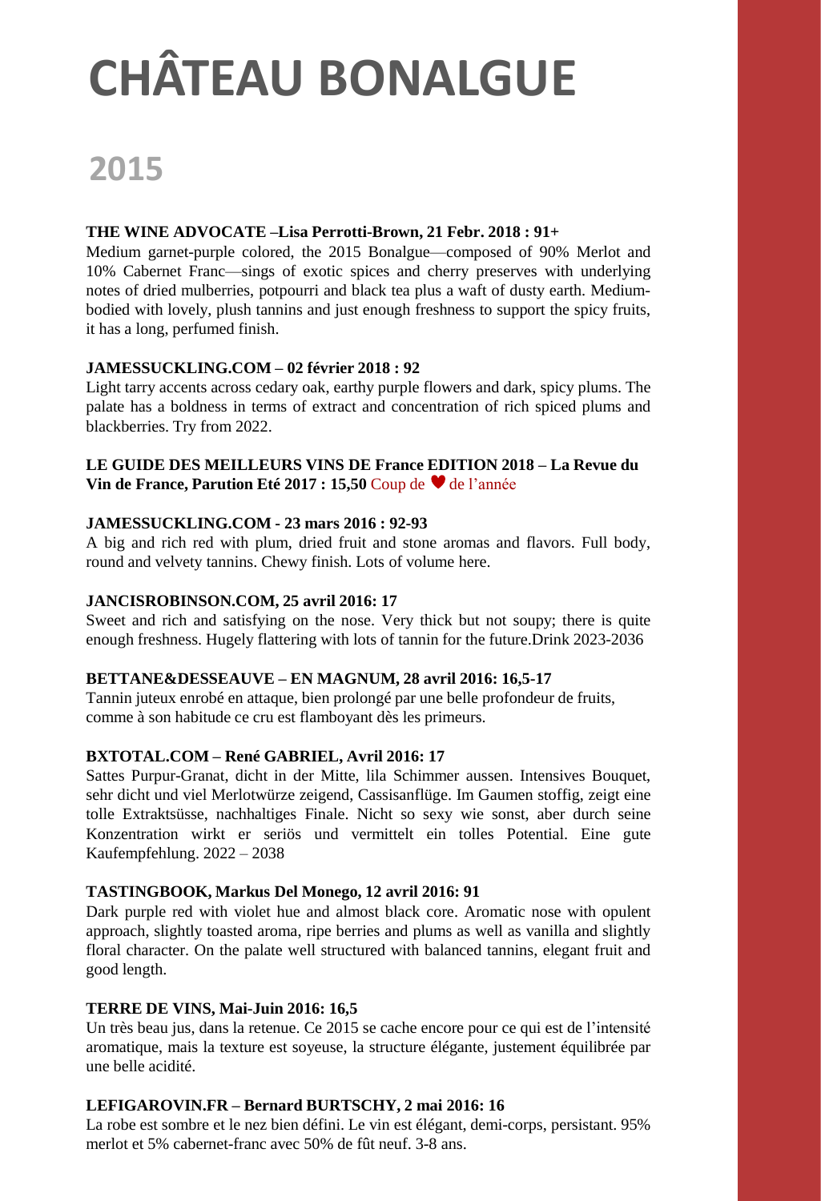# CHÂTEAU BONALGUE

## 2015

**THE WINE ADVOCATE –Lisa Perrotti-Brown, 21 Febr. 2018 : 91+**

Medium garnet-purple colored, the 2015 Bonalgue—composed of 90% Merlot and 10% Cabernet Franc—sings of exotic spices and cherry preserves with underlying notes of dried mulberries, potpourri and black tea plus a waft of dusty earth. Medium-bodied with lovely, plush tannins and just enough freshness to support the spicy fruits, it has a long, perfumed finish.

**JAMESSUCKLING.COM – 02 février 2018 : 92**

Light tarry accents across cedary oak, earthy purple flowers and dark, spicy plums. The palate has a boldness in terms of extract and concentration of rich spiced plums and blackberries. Try from 2022.

**LE GUIDE DES MEILLEURS VINS DE France EDITION 2018 – La Revue du Vin de France, Parution Eté 2017 : 15,50** Coup de ♥ de l'année

**JAMESSUCKLING.COM - 23 mars 2016 : 92-93**

A big and rich red with plum, dried fruit and stone aromas and flavors. Full body, round and velvety tannins. Chewy finish. Lots of volume here.

**JANCISROBINSON.COM, 25 avril 2016: 17**

Sweet and rich and satisfying on the nose. Very thick but not soupy; there is quite enough freshness. Hugely flattering with lots of tannin for the future.Drink 2023-2036

**BETTANE&DESSEAUVE – EN MAGNUM, 28 avril 2016: 16,5-17**

Tannin juteux enrobé en attaque, bien prolongé par une belle profondeur de fruits, comme à son habitude ce cru est flamboyant dès les primeurs.

**BXTOTAL.COM – René GABRIEL, Avril 2016: 17**

Sattes Purpur-Granat, dicht in der Mitte, lila Schimmer aussen. Intensives Bouquet, sehr dicht und viel Merlotwürze zeigend, Cassisanflüge. Im Gaumen stoffig, zeigt eine tolle Extraktsüsse, nachhaltiges Finale. Nicht so sexy wie sonst, aber durch seine Konzentration wirkt er seriös und vermittelt ein tolles Potential. Eine gute Kaufempfehlung. 2022 – 2038

**TASTINGBOOK, Markus Del Monego, 12 avril 2016: 91**

Dark purple red with violet hue and almost black core. Aromatic nose with opulent approach, slightly toasted aroma, ripe berries and plums as well as vanilla and slightly floral character. On the palate well structured with balanced tannins, elegant fruit and good length.

**TERRE DE VINS, Mai-Juin 2016: 16,5**

Un très beau jus, dans la retenue. Ce 2015 se cache encore pour ce qui est de l'intensité aromatique, mais la texture est soyeuse, la structure élégante, justement équilibrée par une belle acidité.

**LEFIGAROVIN.FR – Bernard BURTSCHY, 2 mai 2016: 16**

La robe est sombre et le nez bien défini. Le vin est élégant, demi-corps, persistant. 95% merlot et 5% cabernet-franc avec 50% de fût neuf. 3-8 ans.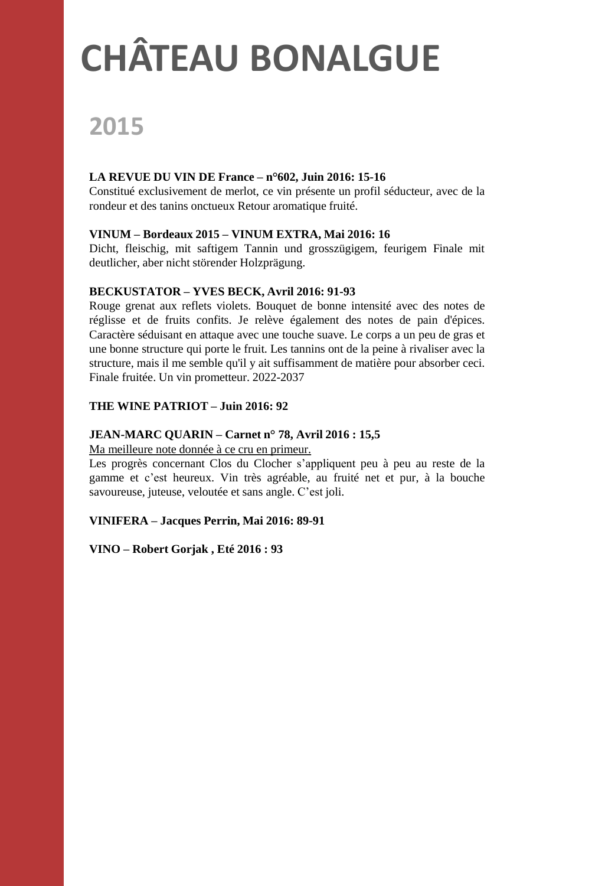# CHÂTEAU BONALGUE

## 2015

**LA REVUE DU VIN DE France – n°602, Juin 2016: 15-16**
Constitué exclusivement de merlot, ce vin présente un profil séducteur, avec de la rondeur et des tanins onctueux Retour aromatique fruité.

**VINUM – Bordeaux 2015 – VINUM EXTRA, Mai 2016: 16**
Dicht, fleischig, mit saftigem Tannin und grosszügigem, feurigem Finale mit deutlicher, aber nicht störender Holzprägung.

**BECKUSTATOR – YVES BECK, Avril 2016: 91-93**
Rouge grenat aux reflets violets. Bouquet de bonne intensité avec des notes de réglisse et de fruits confits. Je relève également des notes de pain d'épices. Caractère séduisant en attaque avec une touche suave. Le corps a un peu de gras et une bonne structure qui porte le fruit. Les tannins ont de la peine à rivaliser avec la structure, mais il me semble qu'il y ait suffisamment de matière pour absorber ceci. Finale fruitée. Un vin prometteur. 2022-2037

**THE WINE PATRIOT – Juin 2016: 92**

**JEAN-MARC QUARIN – Carnet n° 78, Avril 2016 : 15,5**
Ma meilleure note donnée à ce cru en primeur.
Les progrès concernant Clos du Clocher s'appliquent peu à peu au reste de la gamme et c'est heureux. Vin très agréable, au fruité net et pur, à la bouche savoureuse, juteuse, veloutée et sans angle. C'est joli.

**VINIFERA – Jacques Perrin, Mai 2016: 89-91**

**VINO – Robert Gorjak , Eté 2016 : 93**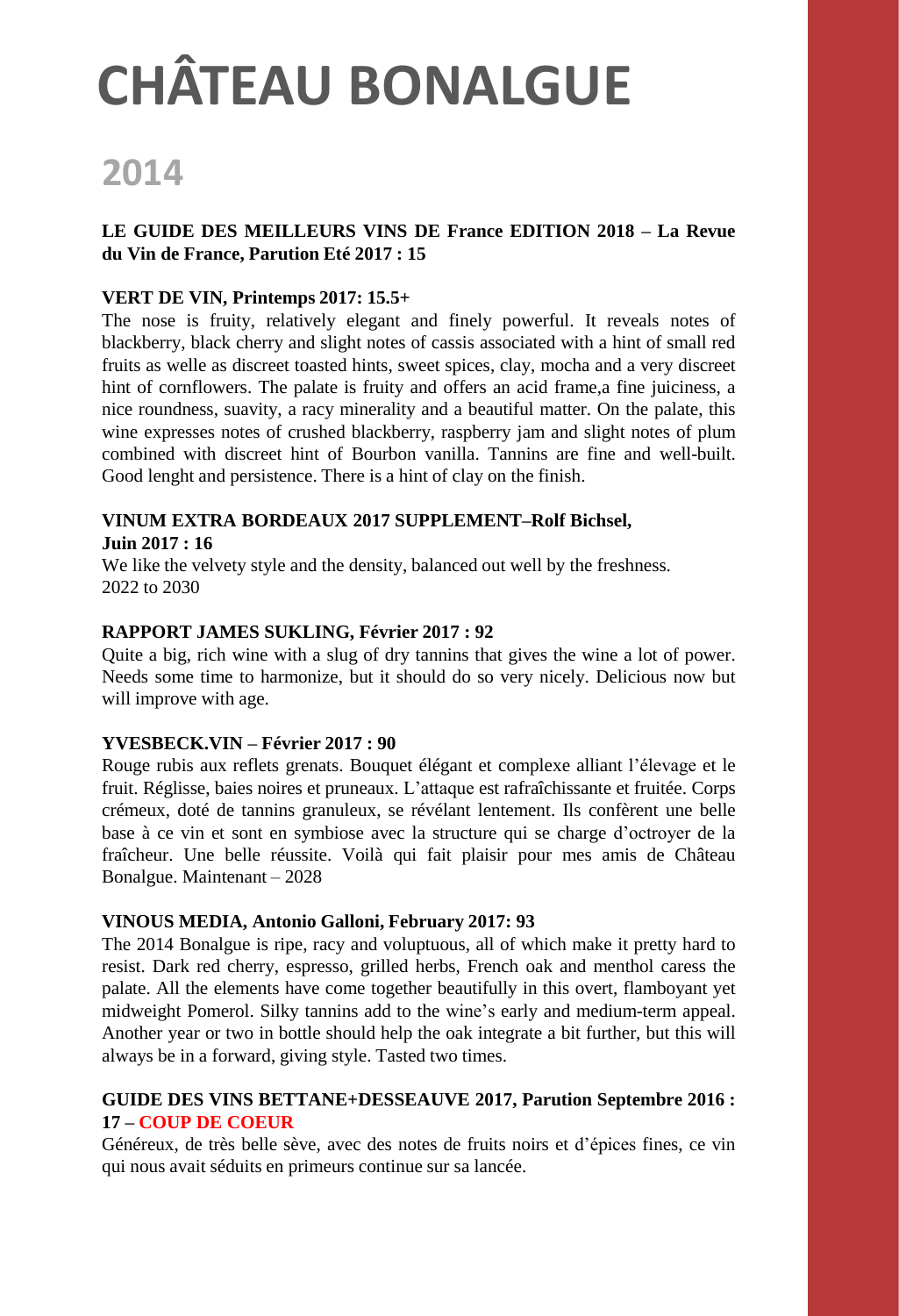# CHÂTEAU BONALGUE

## 2014

**LE GUIDE DES MEILLEURS VINS DE France EDITION 2018 – La Revue du Vin de France, Parution Eté 2017 : 15**

**VERT DE VIN, Printemps 2017: 15.5+**

The nose is fruity, relatively elegant and finely powerful. It reveals notes of blackberry, black cherry and slight notes of cassis associated with a hint of small red fruits as welle as discreet toasted hints, sweet spices, clay, mocha and a very discreet hint of cornflowers. The palate is fruity and offers an acid frame,a fine juiciness, a nice roundness, suavity, a racy minerality and a beautiful matter. On the palate, this wine expresses notes of crushed blackberry, raspberry jam and slight notes of plum combined with discreet hint of Bourbon vanilla. Tannins are fine and well-built. Good lenght and persistence. There is a hint of clay on the finish.

**VINUM EXTRA BORDEAUX 2017 SUPPLEMENT–Rolf Bichsel, Juin 2017 : 16**

We like the velvety style and the density, balanced out well by the freshness.
2022 to 2030

**RAPPORT JAMES SUKLING, Février 2017 : 92**

Quite a big, rich wine with a slug of dry tannins that gives the wine a lot of power. Needs some time to harmonize, but it should do so very nicely. Delicious now but will improve with age.

**YVESBECK.VIN – Février 2017 : 90**

Rouge rubis aux reflets grenats. Bouquet élégant et complexe alliant l'élevage et le fruit. Réglisse, baies noires et pruneaux. L'attaque est rafraîchissante et fruitée. Corps crémeux, doté de tannins granuleux, se révélant lentement. Ils confèrent une belle base à ce vin et sont en symbiose avec la structure qui se charge d'octroyer de la fraîcheur. Une belle réussite. Voilà qui fait plaisir pour mes amis de Château Bonalgue. Maintenant – 2028

**VINOUS MEDIA, Antonio Galloni, February 2017: 93**

The 2014 Bonalgue is ripe, racy and voluptuous, all of which make it pretty hard to resist. Dark red cherry, espresso, grilled herbs, French oak and menthol caress the palate. All the elements have come together beautifully in this overt, flamboyant yet midweight Pomerol. Silky tannins add to the wine's early and medium-term appeal. Another year or two in bottle should help the oak integrate a bit further, but this will always be in a forward, giving style. Tasted two times.

**GUIDE DES VINS BETTANE+DESSEAUVE 2017, Parution Septembre 2016 : 17 – COUP DE COEUR**

Généreux, de très belle sève, avec des notes de fruits noirs et d'épices fines, ce vin qui nous avait séduits en primeurs continue sur sa lancée.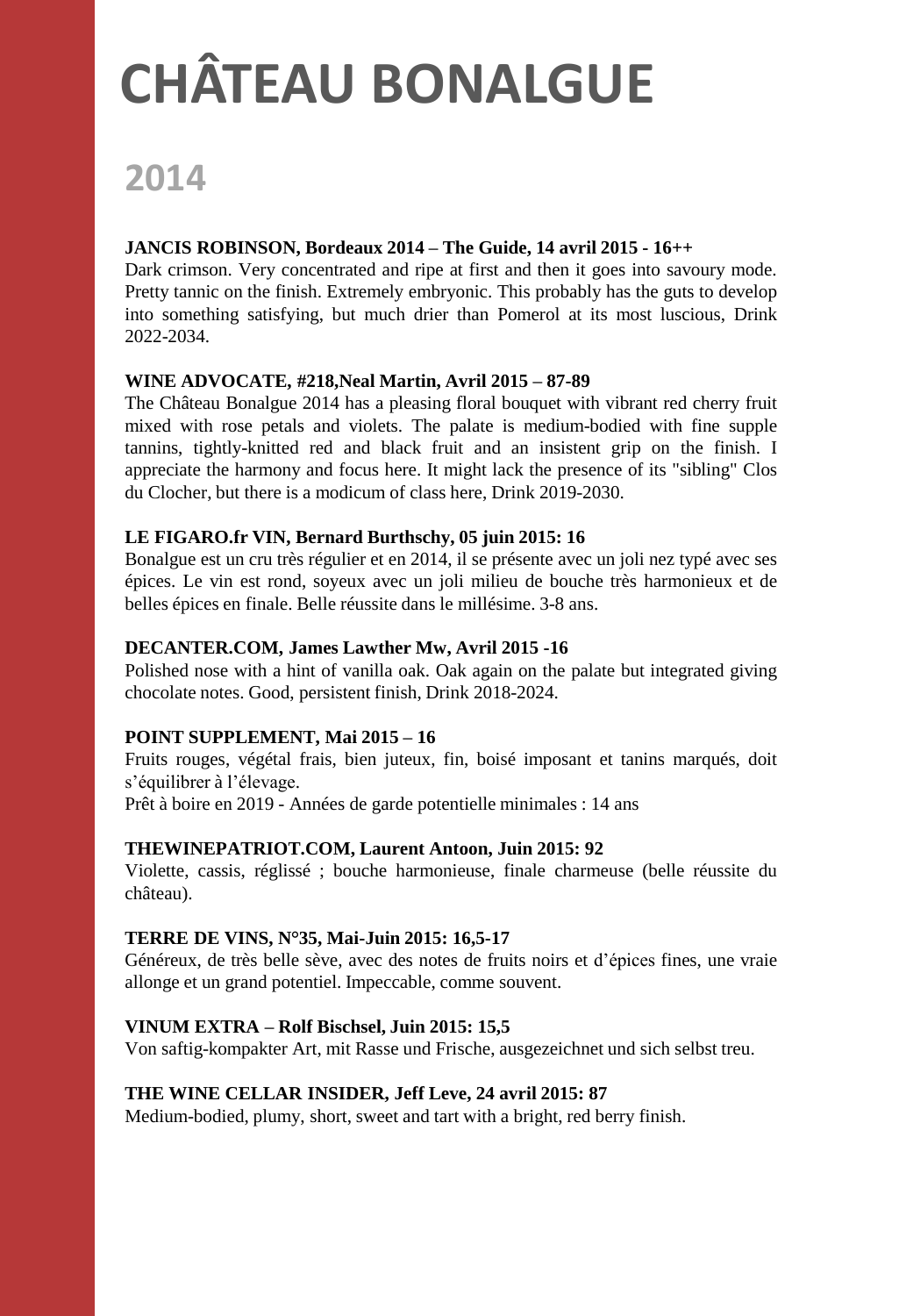# CHÂTEAU BONALGUE

## 2014

**JANCIS ROBINSON, Bordeaux 2014 – The Guide, 14 avril 2015 - 16++**

Dark crimson. Very concentrated and ripe at first and then it goes into savoury mode. Pretty tannic on the finish. Extremely embryonic. This probably has the guts to develop into something satisfying, but much drier than Pomerol at its most luscious, Drink 2022-2034.

**WINE ADVOCATE, #218,Neal Martin, Avril 2015 – 87-89**

The Château Bonalgue 2014 has a pleasing floral bouquet with vibrant red cherry fruit mixed with rose petals and violets. The palate is medium-bodied with fine supple tannins, tightly-knitted red and black fruit and an insistent grip on the finish. I appreciate the harmony and focus here. It might lack the presence of its "sibling" Clos du Clocher, but there is a modicum of class here, Drink 2019-2030.

**LE FIGARO.fr VIN, Bernard Burthschy, 05 juin 2015: 16**

Bonalgue est un cru très régulier et en 2014, il se présente avec un joli nez typé avec ses épices. Le vin est rond, soyeux avec un joli milieu de bouche très harmonieux et de belles épices en finale. Belle réussite dans le millésime. 3-8 ans.

**DECANTER.COM, James Lawther Mw, Avril 2015 -16**

Polished nose with a hint of vanilla oak. Oak again on the palate but integrated giving chocolate notes. Good, persistent finish, Drink 2018-2024.

**POINT SUPPLEMENT, Mai 2015 – 16**

Fruits rouges, végétal frais, bien juteux, fin, boisé imposant et tanins marqués, doit s'équilibrer à l'élevage.

Prêt à boire en 2019 - Années de garde potentielle minimales : 14 ans

**THEWINEPATRIOT.COM, Laurent Antoon, Juin 2015: 92**

Violette, cassis, réglissé ; bouche harmonieuse, finale charmeuse (belle réussite du château).

**TERRE DE VINS, N°35, Mai-Juin 2015: 16,5-17**

Généreux, de très belle sève, avec des notes de fruits noirs et d'épices fines, une vraie allonge et un grand potentiel. Impeccable, comme souvent.

**VINUM EXTRA – Rolf Bischsel, Juin 2015: 15,5**

Von saftig-kompakter Art, mit Rasse und Frische, ausgezeichnet und sich selbst treu.

**THE WINE CELLAR INSIDER, Jeff Leve, 24 avril 2015: 87**

Medium-bodied, plumy, short, sweet and tart with a bright, red berry finish.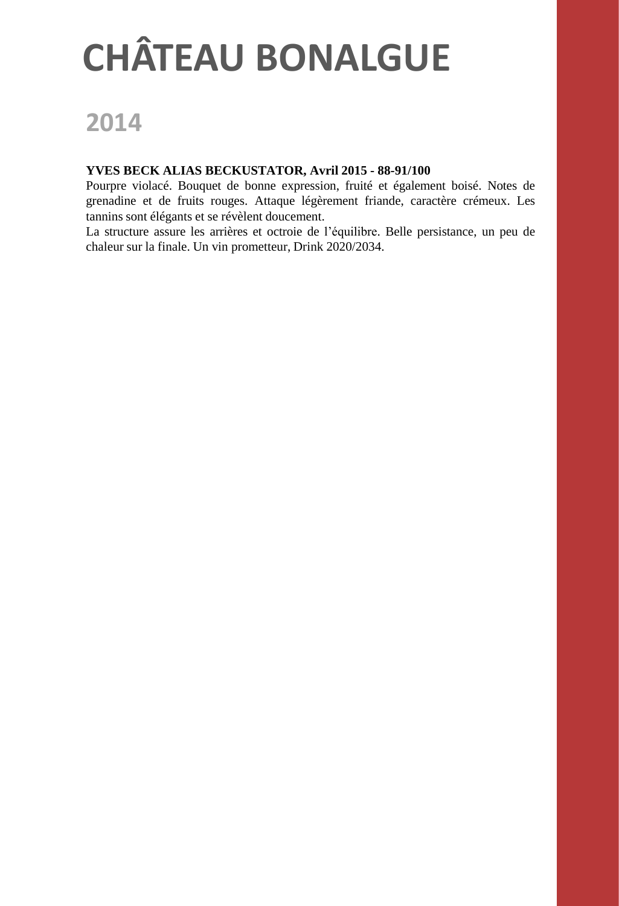# CHÂTEAU BONALGUE

## 2014

**YVES BECK ALIAS BECKUSTATOR, Avril 2015 - 88-91/100**

Pourpre violacé. Bouquet de bonne expression, fruité et également boisé. Notes de grenadine et de fruits rouges. Attaque légèrement friande, caractère crémeux. Les tannins sont élégants et se révèlent doucement.

La structure assure les arrières et octroie de l'équilibre. Belle persistance, un peu de chaleur sur la finale. Un vin prometteur, Drink 2020/2034.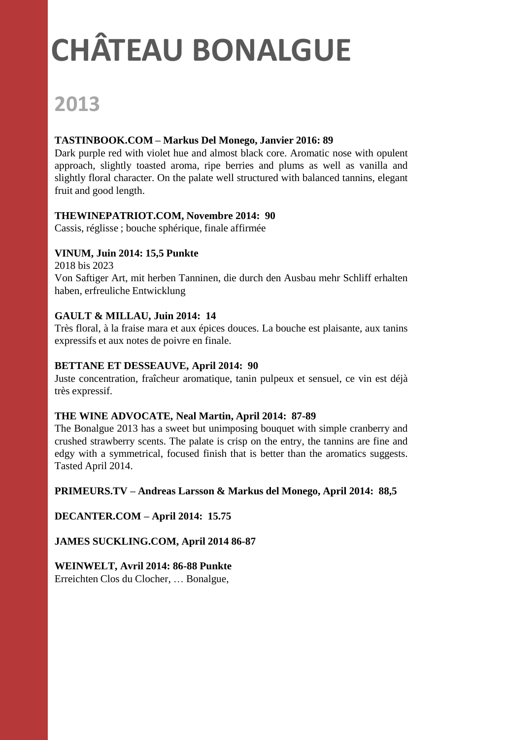# CHÂTEAU BONALGUE

## 2013

**TASTINBOOK.COM – Markus Del Monego, Janvier 2016: 89**

Dark purple red with violet hue and almost black core. Aromatic nose with opulent approach, slightly toasted aroma, ripe berries and plums as well as vanilla and slightly floral character. On the palate well structured with balanced tannins, elegant fruit and good length.

**THEWINEPATRIOT.COM, Novembre 2014: 90**

Cassis, réglisse ; bouche sphérique, finale affirmée

**VINUM, Juin 2014: 15,5 Punkte**

2018 bis 2023

Von Saftiger Art, mit herben Tanninen, die durch den Ausbau mehr Schliff erhalten haben, erfreuliche Entwicklung

**GAULT & MILLAU, Juin 2014: 14**

Très floral, à la fraise mara et aux épices douces. La bouche est plaisante, aux tanins expressifs et aux notes de poivre en finale.

**BETTANE ET DESSEAUVE, April 2014: 90**

Juste concentration, fraîcheur aromatique, tanin pulpeux et sensuel, ce vin est déjà très expressif.

**THE WINE ADVOCATE, Neal Martin, April 2014: 87-89**

The Bonalgue 2013 has a sweet but unimposing bouquet with simple cranberry and crushed strawberry scents. The palate is crisp on the entry, the tannins are fine and edgy with a symmetrical, focused finish that is better than the aromatics suggests. Tasted April 2014.

**PRIMEURS.TV – Andreas Larsson & Markus del Monego, April 2014: 88,5**

**DECANTER.COM – April 2014: 15.75**

**JAMES SUCKLING.COM, April 2014 86-87**

**WEINWELT, Avril 2014: 86-88 Punkte**

Erreichten Clos du Clocher, … Bonalgue,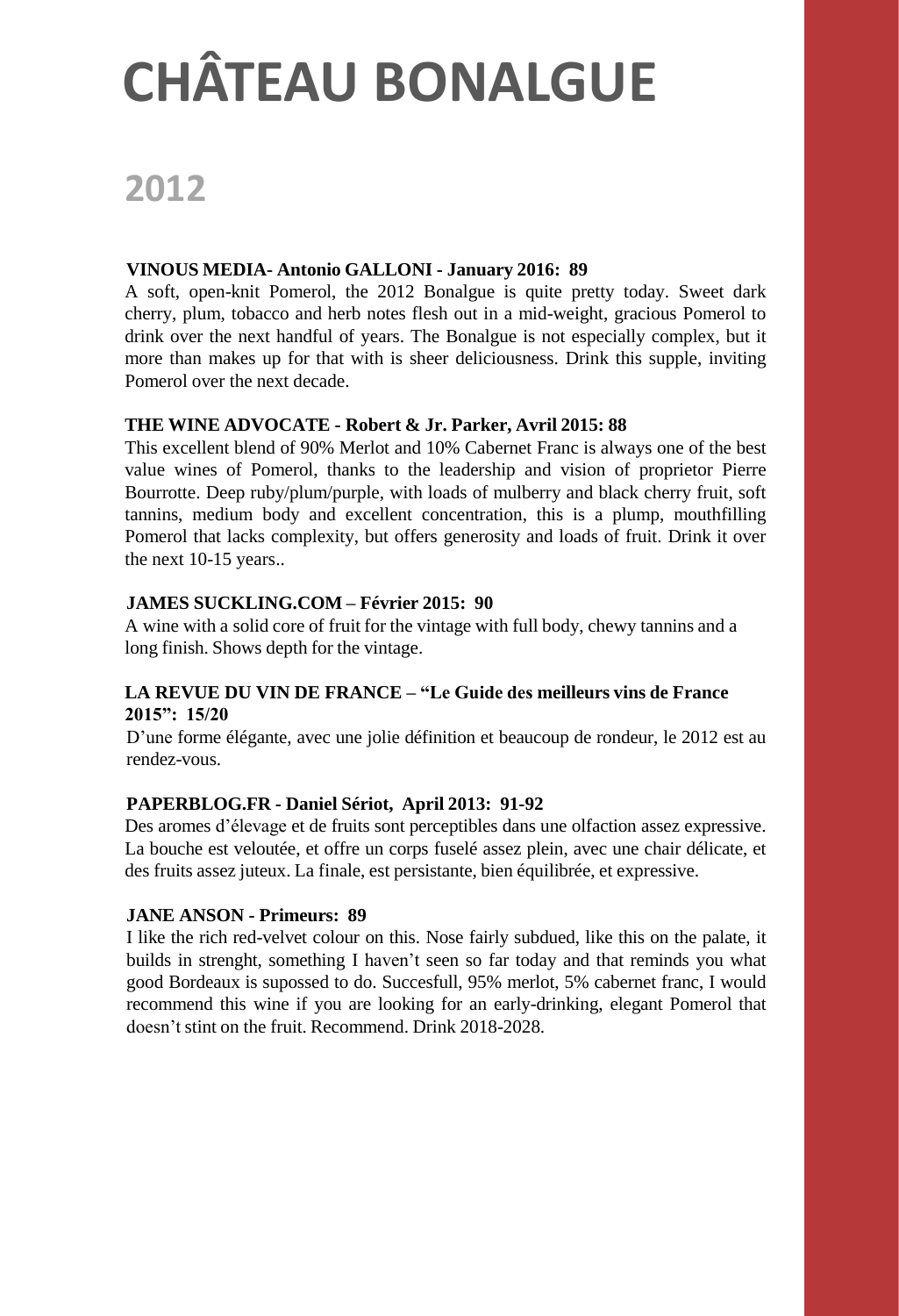# CHÂTEAU BONALGUE

## 2012

**VINOUS MEDIA- Antonio GALLONI - January 2016: 89**

A soft, open-knit Pomerol, the 2012 Bonalgue is quite pretty today. Sweet dark cherry, plum, tobacco and herb notes flesh out in a mid-weight, gracious Pomerol to drink over the next handful of years. The Bonalgue is not especially complex, but it more than makes up for that with is sheer deliciousness. Drink this supple, inviting Pomerol over the next decade.

**THE WINE ADVOCATE - Robert & Jr. Parker, Avril 2015: 88**

This excellent blend of 90% Merlot and 10% Cabernet Franc is always one of the best value wines of Pomerol, thanks to the leadership and vision of proprietor Pierre Bourrotte. Deep ruby/plum/purple, with loads of mulberry and black cherry fruit, soft tannins, medium body and excellent concentration, this is a plump, mouthfilling Pomerol that lacks complexity, but offers generosity and loads of fruit. Drink it over the next 10-15 years..

**JAMES SUCKLING.COM – Février 2015: 90**

A wine with a solid core of fruit for the vintage with full body, chewy tannins and a long finish. Shows depth for the vintage.

**LA REVUE DU VIN DE FRANCE – "Le Guide des meilleurs vins de France 2015": 15/20**

D'une forme élégante, avec une jolie définition et beaucoup de rondeur, le 2012 est au rendez-vous.

**PAPERBLOG.FR - Daniel Sériot, April 2013: 91-92**

Des aromes d'élevage et de fruits sont perceptibles dans une olfaction assez expressive. La bouche est veloutée, et offre un corps fuselé assez plein, avec une chair délicate, et des fruits assez juteux. La finale, est persistante, bien équilibrée, et expressive.

**JANE ANSON - Primeurs: 89**

I like the rich red-velvet colour on this. Nose fairly subdued, like this on the palate, it builds in strenght, something I haven't seen so far today and that reminds you what good Bordeaux is supossed to do. Succesfull, 95% merlot, 5% cabernet franc, I would recommend this wine if you are looking for an early-drinking, elegant Pomerol that doesn't stint on the fruit. Recommend. Drink 2018-2028.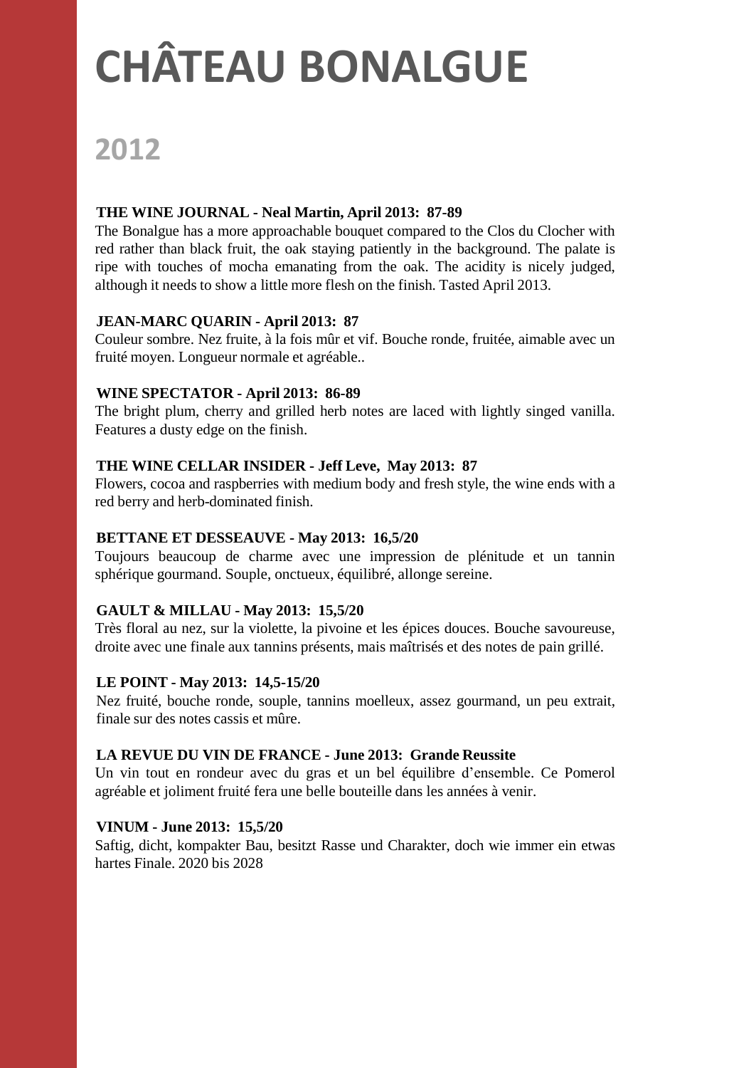# CHÂTEAU BONALGUE

## 2012

**THE WINE JOURNAL - Neal Martin, April 2013: 87-89**

The Bonalgue has a more approachable bouquet compared to the Clos du Clocher with red rather than black fruit, the oak staying patiently in the background. The palate is ripe with touches of mocha emanating from the oak. The acidity is nicely judged, although it needs to show a little more flesh on the finish. Tasted April 2013.

**JEAN-MARC QUARIN - April 2013: 87**

Couleur sombre. Nez fruite, à la fois mûr et vif. Bouche ronde, fruitée, aimable avec un fruité moyen. Longueur normale et agréable..

**WINE SPECTATOR - April 2013: 86-89**

The bright plum, cherry and grilled herb notes are laced with lightly singed vanilla. Features a dusty edge on the finish.

**THE WINE CELLAR INSIDER - Jeff Leve, May 2013: 87**

Flowers, cocoa and raspberries with medium body and fresh style, the wine ends with a red berry and herb-dominated finish.

**BETTANE ET DESSEAUVE - May 2013: 16,5/20**

Toujours beaucoup de charme avec une impression de plénitude et un tannin sphérique gourmand. Souple, onctueux, équilibré, allonge sereine.

**GAULT & MILLAU - May 2013: 15,5/20**

Très floral au nez, sur la violette, la pivoine et les épices douces. Bouche savoureuse, droite avec une finale aux tannins présents, mais maîtrisés et des notes de pain grillé.

**LE POINT - May 2013: 14,5-15/20**

Nez fruité, bouche ronde, souple, tannins moelleux, assez gourmand, un peu extrait, finale sur des notes cassis et mûre.

**LA REVUE DU VIN DE FRANCE - June 2013: Grande Reussite**

Un vin tout en rondeur avec du gras et un bel équilibre d'ensemble. Ce Pomerol agréable et joliment fruité fera une belle bouteille dans les années à venir.

**VINUM - June 2013: 15,5/20**

Saftig, dicht, kompakter Bau, besitzt Rasse und Charakter, doch wie immer ein etwas hartes Finale. 2020 bis 2028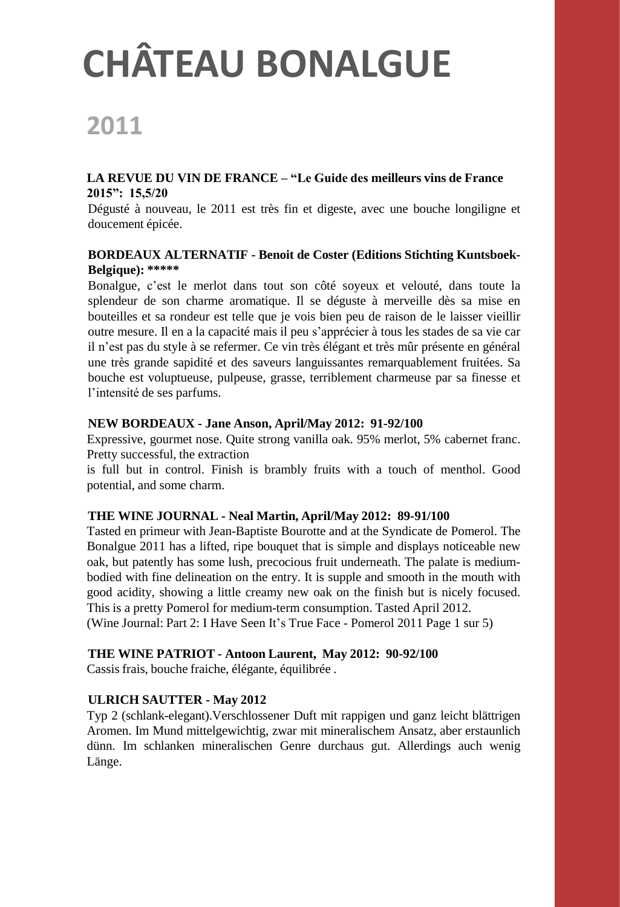# CHÂTEAU BONALGUE

## 2011

**LA REVUE DU VIN DE FRANCE – "Le Guide des meilleurs vins de France 2015": 15,5/20**

Dégusté à nouveau, le 2011 est très fin et digeste, avec une bouche longiligne et doucement épicée.

**BORDEAUX ALTERNATIF - Benoit de Coster (Editions Stichting Kuntsboek-Belgique): *****

Bonalgue, c'est le merlot dans tout son côté soyeux et velouté, dans toute la splendeur de son charme aromatique. Il se déguste à merveille dès sa mise en bouteilles et sa rondeur est telle que je vois bien peu de raison de le laisser vieillir outre mesure. Il en a la capacité mais il peu s'apprécier à tous les stades de sa vie car il n'est pas du style à se refermer. Ce vin très élégant et très mûr présente en général une très grande sapidité et des saveurs languissantes remarquablement fruitées. Sa bouche est voluptueuse, pulpeuse, grasse, terriblement charmeuse par sa finesse et l'intensité de ses parfums.

**NEW BORDEAUX - Jane Anson, April/May 2012: 91-92/100**

Expressive, gourmet nose. Quite strong vanilla oak. 95% merlot, 5% cabernet franc. Pretty successful, the extraction is full but in control. Finish is brambly fruits with a touch of menthol. Good potential, and some charm.

**THE WINE JOURNAL - Neal Martin, April/May 2012: 89-91/100**

Tasted en primeur with Jean-Baptiste Bourotte and at the Syndicate de Pomerol. The Bonalgue 2011 has a lifted, ripe bouquet that is simple and displays noticeable new oak, but patently has some lush, precocious fruit underneath. The palate is medium-bodied with fine delineation on the entry. It is supple and smooth in the mouth with good acidity, showing a little creamy new oak on the finish but is nicely focused. This is a pretty Pomerol for medium-term consumption. Tasted April 2012.
(Wine Journal: Part 2: I Have Seen It's True Face - Pomerol 2011 Page 1 sur 5)

**THE WINE PATRIOT - Antoon Laurent, May 2012: 90-92/100**

Cassis frais, bouche fraiche, élégante, équilibrée .

**ULRICH SAUTTER - May 2012**

Typ 2 (schlank-elegant).Verschlossener Duft mit rappigen und ganz leicht blättrigen Aromen. Im Mund mittelgewichtig, zwar mit mineralischem Ansatz, aber erstaunlich dünn. Im schlanken mineralischen Genre durchaus gut. Allerdings auch wenig Länge.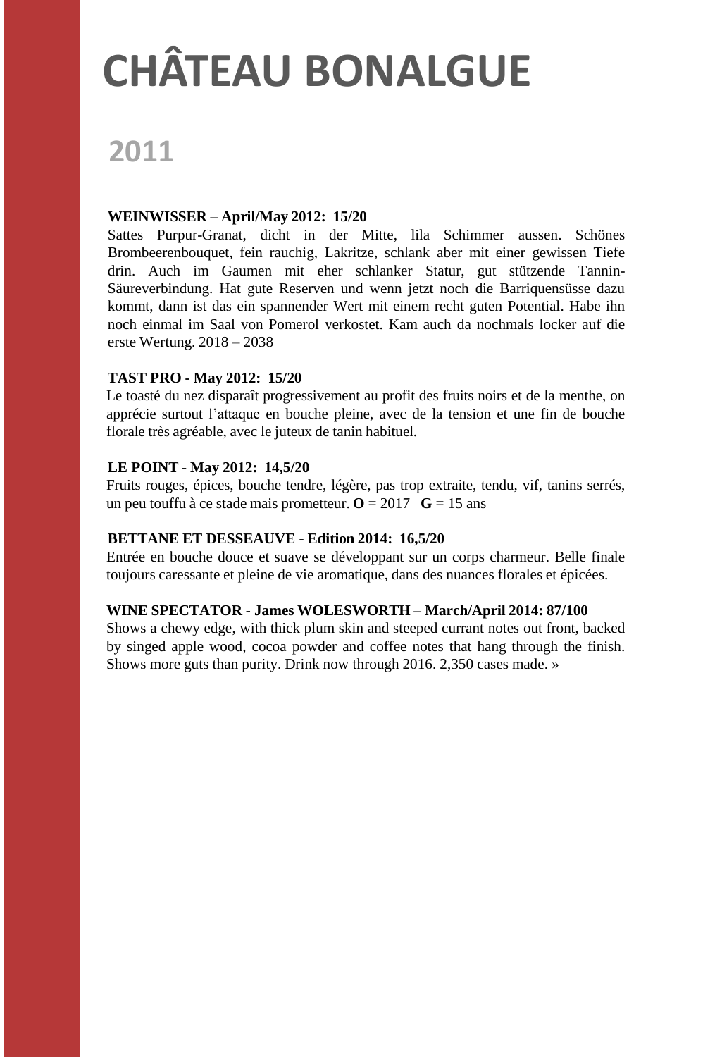# CHÂTEAU BONALGUE

## 2011

**WEINWISSER – April/May 2012: 15/20**

Sattes Purpur-Granat, dicht in der Mitte, lila Schimmer aussen. Schönes Brombeerenbouquet, fein rauchig, Lakritze, schlank aber mit einer gewissen Tiefe drin. Auch im Gaumen mit eher schlanker Statur, gut stützende Tannin-Säureverbindung. Hat gute Reserven und wenn jetzt noch die Barriquensüsse dazu kommt, dann ist das ein spannender Wert mit einem recht guten Potential. Habe ihn noch einmal im Saal von Pomerol verkostet. Kam auch da nochmals locker auf die erste Wertung. 2018 – 2038

**TAST PRO - May 2012: 15/20**

Le toasté du nez disparaît progressivement au profit des fruits noirs et de la menthe, on apprécie surtout l'attaque en bouche pleine, avec de la tension et une fin de bouche florale très agréable, avec le juteux de tanin habituel.

**LE POINT - May 2012: 14,5/20**

Fruits rouges, épices, bouche tendre, légère, pas trop extraite, tendu, vif, tanins serrés, un peu touffu à ce stade mais prometteur. **O** = 2017 **G** = 15 ans

**BETTANE ET DESSEAUVE - Edition 2014: 16,5/20**

Entrée en bouche douce et suave se développant sur un corps charmeur. Belle finale toujours caressante et pleine de vie aromatique, dans des nuances florales et épicées.

**WINE SPECTATOR - James WOLESWORTH – March/April 2014: 87/100**

Shows a chewy edge, with thick plum skin and steeped currant notes out front, backed by singed apple wood, cocoa powder and coffee notes that hang through the finish. Shows more guts than purity. Drink now through 2016. 2,350 cases made. »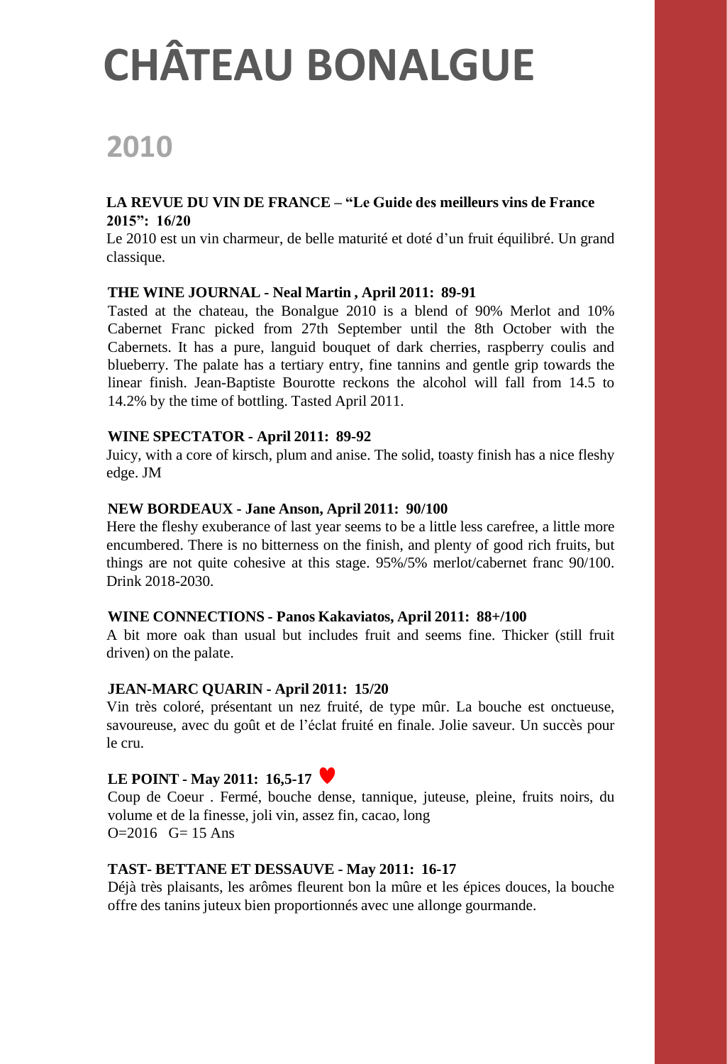# CHÂTEAU BONALGUE

## 2010

**LA REVUE DU VIN DE FRANCE – "Le Guide des meilleurs vins de France 2015": 16/20**

Le 2010 est un vin charmeur, de belle maturité et doté d'un fruit équilibré. Un grand classique.

**THE WINE JOURNAL - Neal Martin , April 2011: 89-91**

Tasted at the chateau, the Bonalgue 2010 is a blend of 90% Merlot and 10% Cabernet Franc picked from 27th September until the 8th October with the Cabernets. It has a pure, languid bouquet of dark cherries, raspberry coulis and blueberry. The palate has a tertiary entry, fine tannins and gentle grip towards the linear finish. Jean-Baptiste Bourotte reckons the alcohol will fall from 14.5 to 14.2% by the time of bottling. Tasted April 2011.

**WINE SPECTATOR - April 2011: 89-92**

Juicy, with a core of kirsch, plum and anise. The solid, toasty finish has a nice fleshy edge. JM

**NEW BORDEAUX - Jane Anson, April 2011: 90/100**

Here the fleshy exuberance of last year seems to be a little less carefree, a little more encumbered. There is no bitterness on the finish, and plenty of good rich fruits, but things are not quite cohesive at this stage. 95%/5% merlot/cabernet franc 90/100. Drink 2018-2030.

**WINE CONNECTIONS - Panos Kakaviatos, April 2011: 88+/100**

A bit more oak than usual but includes fruit and seems fine. Thicker (still fruit driven) on the palate.

**JEAN-MARC QUARIN - April 2011: 15/20**

Vin très coloré, présentant un nez fruité, de type mûr. La bouche est onctueuse, savoureuse, avec du goût et de l'éclat fruité en finale. Jolie saveur. Un succès pour le cru.

**LE POINT - May 2011: 16,5-17** ♥

Coup de Coeur . Fermé, bouche dense, tannique, juteuse, pleine, fruits noirs, du volume et de la finesse, joli vin, assez fin, cacao, long
O=2016 G= 15 Ans

**TAST- BETTANE ET DESSAUVE - May 2011: 16-17**

Déjà très plaisants, les arômes fleurent bon la mûre et les épices douces, la bouche offre des tanins juteux bien proportionnés avec une allonge gourmande.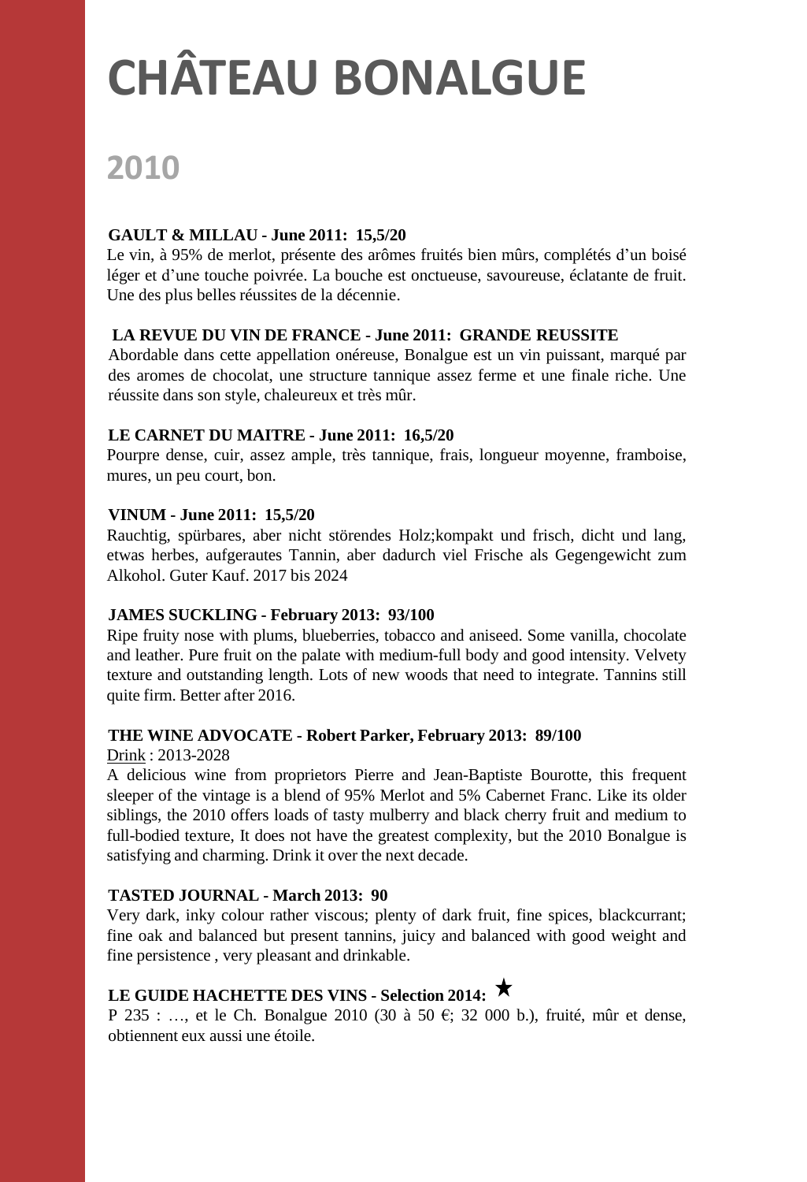# CHÂTEAU BONALGUE

## 2010

**GAULT & MILLAU - June 2011: 15,5/20**

Le vin, à 95% de merlot, présente des arômes fruités bien mûrs, complétés d'un boisé léger et d'une touche poivrée. La bouche est onctueuse, savoureuse, éclatante de fruit. Une des plus belles réussites de la décennie.

**LA REVUE DU VIN DE FRANCE - June 2011: GRANDE REUSSITE**

Abordable dans cette appellation onéreuse, Bonalgue est un vin puissant, marqué par des aromes de chocolat, une structure tannique assez ferme et une finale riche. Une réussite dans son style, chaleureux et très mûr.

**LE CARNET DU MAITRE - June 2011: 16,5/20**

Pourpre dense, cuir, assez ample, très tannique, frais, longueur moyenne, framboise, mures, un peu court, bon.

**VINUM - June 2011: 15,5/20**

Rauchtig, spürbares, aber nicht störendes Holz;kompakt und frisch, dicht und lang, etwas herbes, aufgerautes Tannin, aber dadurch viel Frische als Gegengewicht zum Alkohol. Guter Kauf. 2017 bis 2024

**JAMES SUCKLING - February 2013: 93/100**

Ripe fruity nose with plums, blueberries, tobacco and aniseed. Some vanilla, chocolate and leather. Pure fruit on the palate with medium-full body and good intensity. Velvety texture and outstanding length. Lots of new woods that need to integrate. Tannins still quite firm. Better after 2016.

**THE WINE ADVOCATE - Robert Parker, February 2013: 89/100**

Drink : 2013-2028

A delicious wine from proprietors Pierre and Jean-Baptiste Bourotte, this frequent sleeper of the vintage is a blend of 95% Merlot and 5% Cabernet Franc. Like its older siblings, the 2010 offers loads of tasty mulberry and black cherry fruit and medium to full-bodied texture, It does not have the greatest complexity, but the 2010 Bonalgue is satisfying and charming. Drink it over the next decade.

**TASTED JOURNAL - March 2013: 90**

Very dark, inky colour rather viscous; plenty of dark fruit, fine spices, blackcurrant; fine oak and balanced but present tannins, juicy and balanced with good weight and fine persistence , very pleasant and drinkable.

**LE GUIDE HACHETTE DES VINS - Selection 2014: ★**

P 235 : …, et le Ch. Bonalgue 2010 (30 à 50 €; 32 000 b.), fruité, mûr et dense, obtiennent eux aussi une étoile.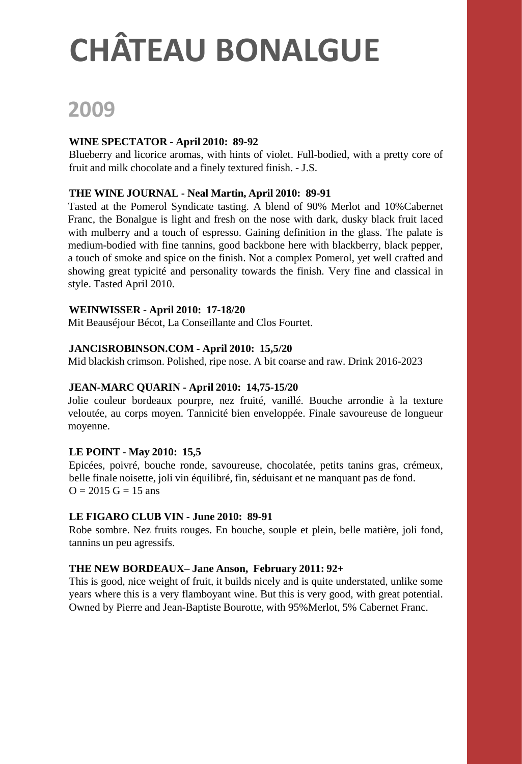# CHÂTEAU BONALGUE

## 2009

**WINE SPECTATOR - April 2010: 89-92**

Blueberry and licorice aromas, with hints of violet. Full-bodied, with a pretty core of fruit and milk chocolate and a finely textured finish. - J.S.

**THE WINE JOURNAL - Neal Martin, April 2010: 89-91**

Tasted at the Pomerol Syndicate tasting. A blend of 90% Merlot and 10%Cabernet Franc, the Bonalgue is light and fresh on the nose with dark, dusky black fruit laced with mulberry and a touch of espresso. Gaining definition in the glass. The palate is medium-bodied with fine tannins, good backbone here with blackberry, black pepper, a touch of smoke and spice on the finish. Not a complex Pomerol, yet well crafted and showing great typicité and personality towards the finish. Very fine and classical in style. Tasted April 2010.

**WEINWISSER - April 2010: 17-18/20**

Mit Beauséjour Bécot, La Conseillante and Clos Fourtet.

**JANCISROBINSON.COM - April 2010: 15,5/20**

Mid blackish crimson. Polished, ripe nose. A bit coarse and raw. Drink 2016-2023

**JEAN-MARC QUARIN - April 2010: 14,75-15/20**

Jolie couleur bordeaux pourpre, nez fruité, vanillé. Bouche arrondie à la texture veloutée, au corps moyen. Tannicité bien enveloppée. Finale savoureuse de longueur moyenne.

**LE POINT - May 2010: 15,5**

Epicées, poivré, bouche ronde, savoureuse, chocolatée, petits tanins gras, crémeux, belle finale noisette, joli vin équilibré, fin, séduisant et ne manquant pas de fond.
O = 2015 G = 15 ans

**LE FIGARO CLUB VIN - June 2010: 89-91**

Robe sombre. Nez fruits rouges. En bouche, souple et plein, belle matière, joli fond, tannins un peu agressifs.

**THE NEW BORDEAUX– Jane Anson, February 2011: 92+**

This is good, nice weight of fruit, it builds nicely and is quite understated, unlike some years where this is a very flamboyant wine. But this is very good, with great potential. Owned by Pierre and Jean-Baptiste Bourotte, with 95%Merlot, 5% Cabernet Franc.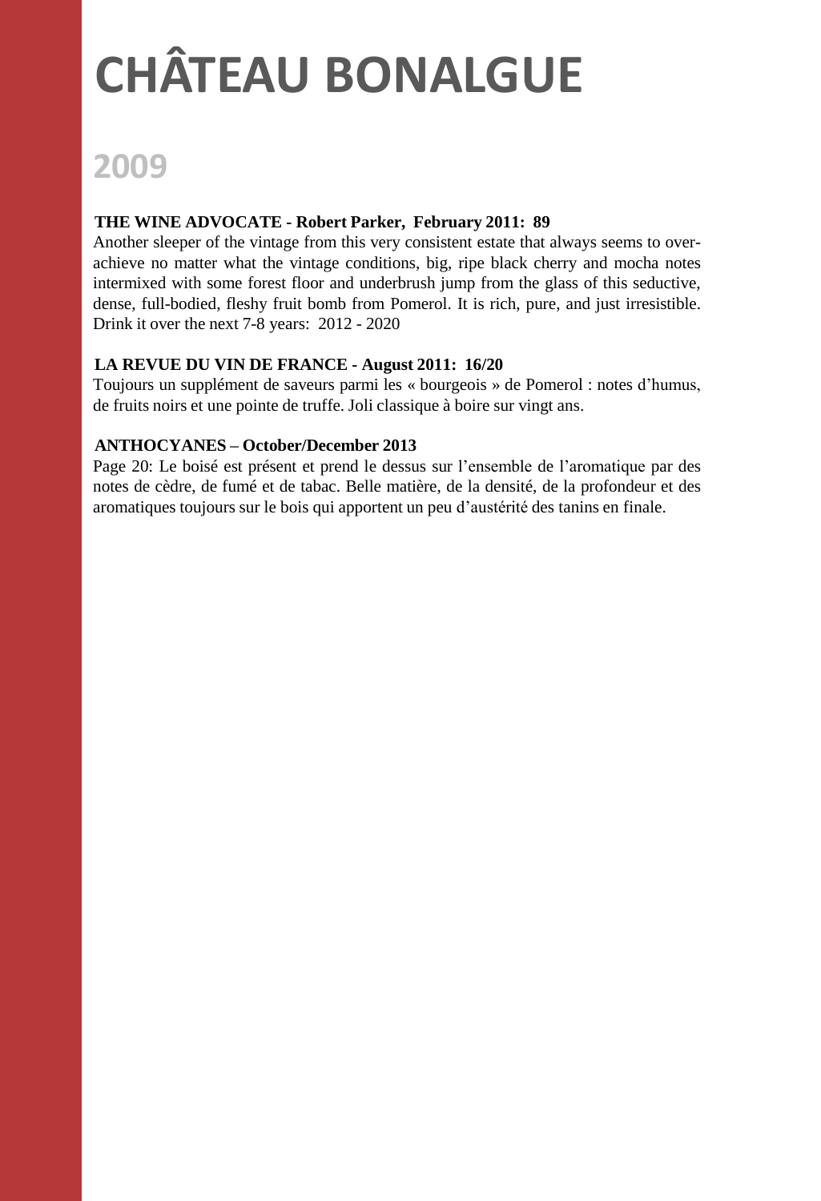# CHÂTEAU BONALGUE

## 2009

**THE WINE ADVOCATE - Robert Parker, February 2011: 89**

Another sleeper of the vintage from this very consistent estate that always seems to over-achieve no matter what the vintage conditions, big, ripe black cherry and mocha notes intermixed with some forest floor and underbrush jump from the glass of this seductive, dense, full-bodied, fleshy fruit bomb from Pomerol. It is rich, pure, and just irresistible. Drink it over the next 7-8 years: 2012 - 2020

**LA REVUE DU VIN DE FRANCE - August 2011: 16/20**

Toujours un supplément de saveurs parmi les « bourgeois » de Pomerol : notes d'humus, de fruits noirs et une pointe de truffe. Joli classique à boire sur vingt ans.

**ANTHOCYANES – October/December 2013**

Page 20: Le boisé est présent et prend le dessus sur l'ensemble de l'aromatique par des notes de cèdre, de fumé et de tabac. Belle matière, de la densité, de la profondeur et des aromatiques toujours sur le bois qui apportent un peu d'austérité des tanins en finale.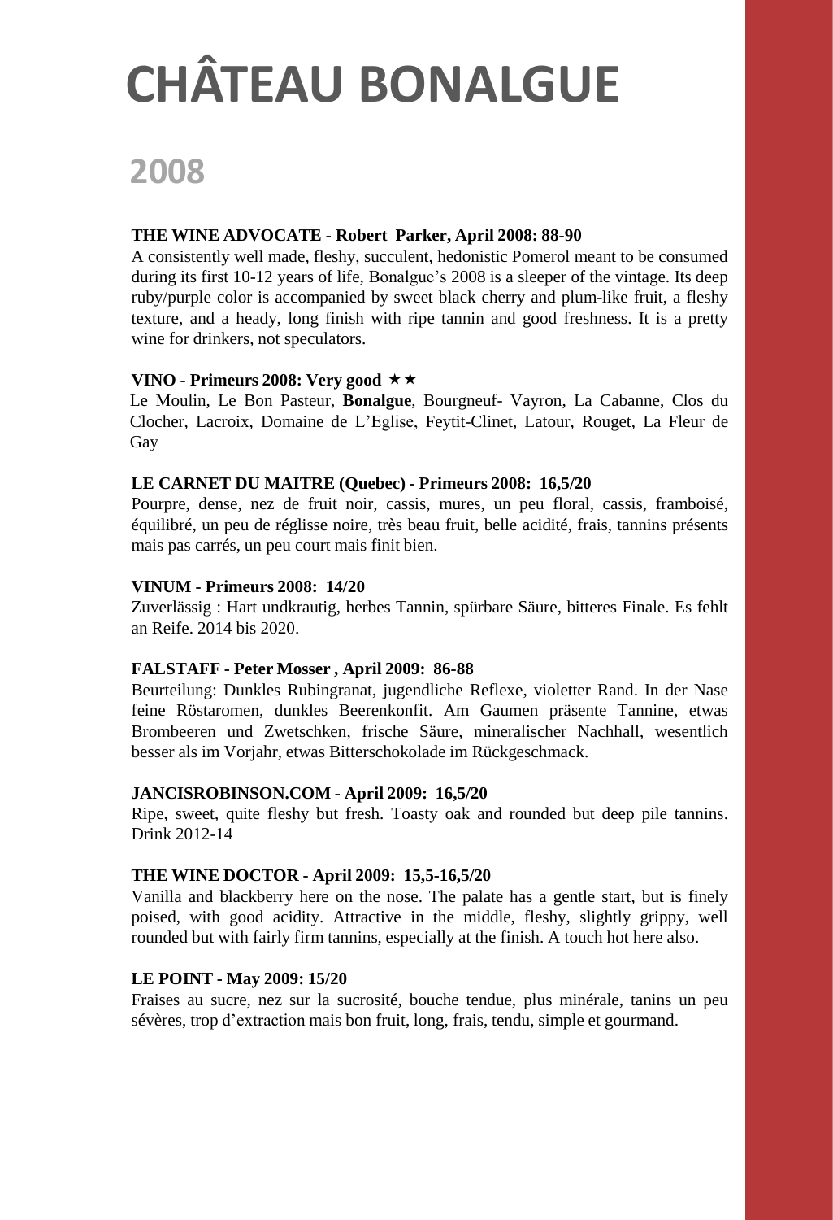# CHÂTEAU BONALGUE

## 2008

**THE WINE ADVOCATE - Robert Parker, April 2008: 88-90**

A consistently well made, fleshy, succulent, hedonistic Pomerol meant to be consumed during its first 10-12 years of life, Bonalgue's 2008 is a sleeper of the vintage. Its deep ruby/purple color is accompanied by sweet black cherry and plum-like fruit, a fleshy texture, and a heady, long finish with ripe tannin and good freshness. It is a pretty wine for drinkers, not speculators.

**VINO - Primeurs 2008: Very good ★★**

Le Moulin, Le Bon Pasteur, **Bonalgue**, Bourgneuf- Vayron, La Cabanne, Clos du Clocher, Lacroix, Domaine de L'Eglise, Feytit-Clinet, Latour, Rouget, La Fleur de Gay

**LE CARNET DU MAITRE (Quebec) - Primeurs 2008: 16,5/20**

Pourpre, dense, nez de fruit noir, cassis, mures, un peu floral, cassis, framboisé, équilibré, un peu de réglisse noire, très beau fruit, belle acidité, frais, tannins présents mais pas carrés, un peu court mais finit bien.

**VINUM - Primeurs 2008: 14/20**

Zuverlässig : Hart undkrautig, herbes Tannin, spürbare Säure, bitteres Finale. Es fehlt an Reife. 2014 bis 2020.

**FALSTAFF - Peter Mosser , April 2009: 86-88**

Beurteilung: Dunkles Rubingranat, jugendliche Reflexe, violetter Rand. In der Nase feine Röstaromen, dunkles Beerenkonfit. Am Gaumen präsente Tannine, etwas Brombeeren und Zwetschken, frische Säure, mineralischer Nachhall, wesentlich besser als im Vorjahr, etwas Bitterschokolade im Rückgeschmack.

**JANCISROBINSON.COM - April 2009: 16,5/20**

Ripe, sweet, quite fleshy but fresh. Toasty oak and rounded but deep pile tannins. Drink 2012-14

**THE WINE DOCTOR - April 2009: 15,5-16,5/20**

Vanilla and blackberry here on the nose. The palate has a gentle start, but is finely poised, with good acidity. Attractive in the middle, fleshy, slightly grippy, well rounded but with fairly firm tannins, especially at the finish. A touch hot here also.

**LE POINT - May 2009: 15/20**

Fraises au sucre, nez sur la sucrosité, bouche tendue, plus minérale, tanins un peu sévères, trop d'extraction mais bon fruit, long, frais, tendu, simple et gourmand.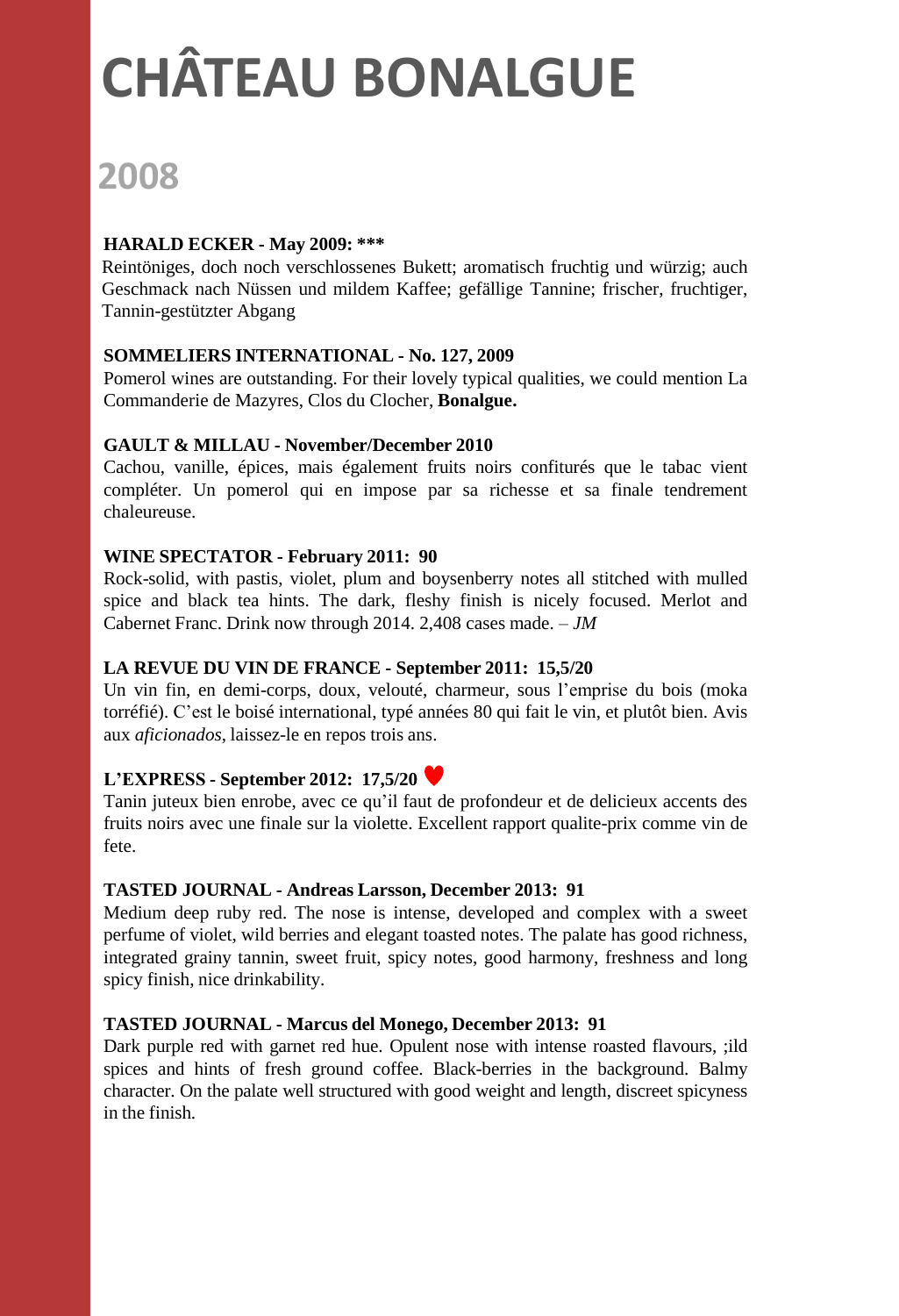# CHÂTEAU BONALGUE

## 2008

**HARALD ECKER - May 2009: ***

Reintöniges, doch noch verschlossenes Bukett; aromatisch fruchtig und würzig; auch Geschmack nach Nüssen und mildem Kaffee; gefällige Tannine; frischer, fruchtiger, Tannin-gestützter Abgang

**SOMMELIERS INTERNATIONAL - No. 127, 2009**

Pomerol wines are outstanding. For their lovely typical qualities, we could mention La Commanderie de Mazyres, Clos du Clocher, **Bonalgue.**

**GAULT & MILLAU - November/December 2010**

Cachou, vanille, épices, mais également fruits noirs confiturés que le tabac vient compléter. Un pomerol qui en impose par sa richesse et sa finale tendrement chaleureuse.

**WINE SPECTATOR - February 2011: 90**

Rock-solid, with pastis, violet, plum and boysenberry notes all stitched with mulled spice and black tea hints. The dark, fleshy finish is nicely focused. Merlot and Cabernet Franc. Drink now through 2014. 2,408 cases made. – *JM*

**LA REVUE DU VIN DE FRANCE - September 2011: 15,5/20**

Un vin fin, en demi-corps, doux, velouté, charmeur, sous l'emprise du bois (moka torréfié). C'est le boisé international, typé années 80 qui fait le vin, et plutôt bien. Avis aux *aficionados*, laissez-le en repos trois ans.

**L'EXPRESS - September 2012: 17,5/20** ♥

Tanin juteux bien enrobe, avec ce qu'il faut de profondeur et de delicieux accents des fruits noirs avec une finale sur la violette. Excellent rapport qualite-prix comme vin de fete.

**TASTED JOURNAL - Andreas Larsson, December 2013: 91**

Medium deep ruby red. The nose is intense, developed and complex with a sweet perfume of violet, wild berries and elegant toasted notes. The palate has good richness, integrated grainy tannin, sweet fruit, spicy notes, good harmony, freshness and long spicy finish, nice drinkability.

**TASTED JOURNAL - Marcus del Monego, December 2013: 91**

Dark purple red with garnet red hue. Opulent nose with intense roasted flavours, ;ild spices and hints of fresh ground coffee. Black-berries in the background. Balmy character. On the palate well structured with good weight and length, discreet spicyness in the finish.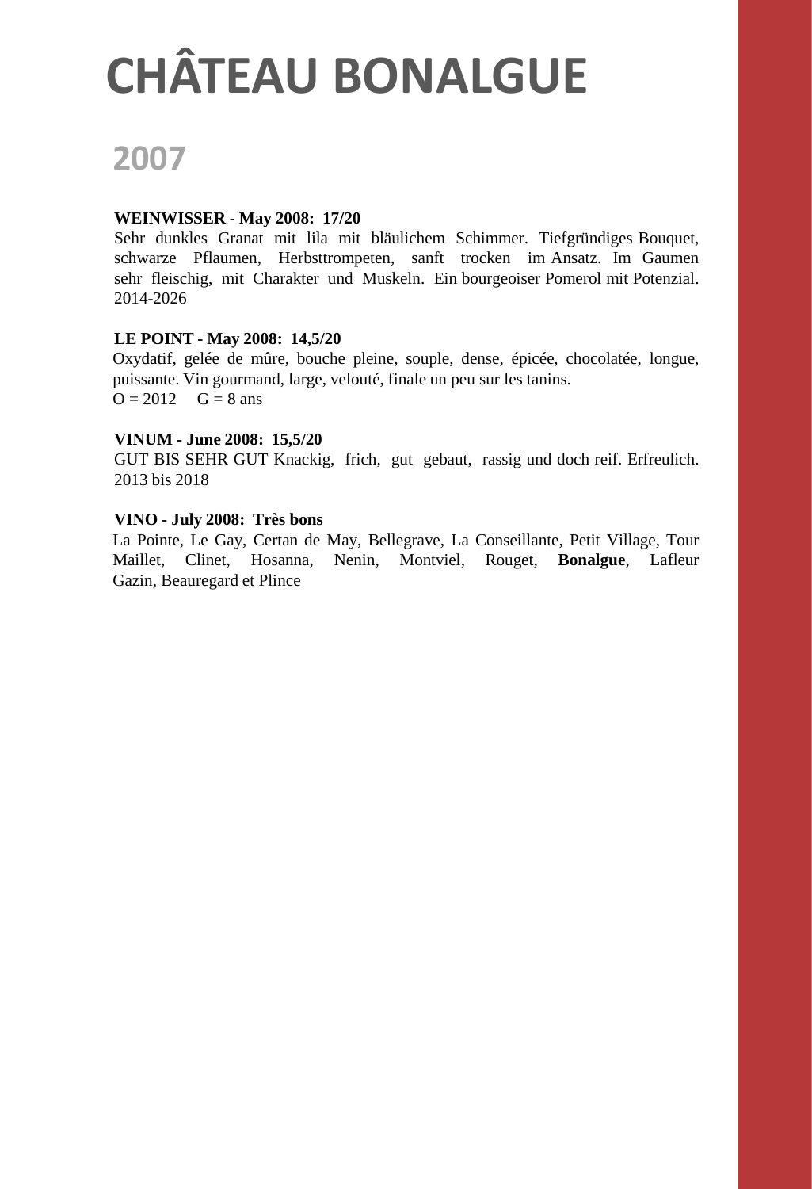# CHÂTEAU BONALGUE

## 2007

**WEINWISSER - May 2008: 17/20**

Sehr dunkles Granat mit lila mit bläulichem Schimmer. Tiefgründiges Bouquet, schwarze Pflaumen, Herbsttrompeten, sanft trocken im Ansatz. Im Gaumen sehr fleischig, mit Charakter und Muskeln. Ein bourgeoiser Pomerol mit Potenzial. 2014-2026

**LE POINT - May 2008: 14,5/20**

Oxydatif, gelée de mûre, bouche pleine, souple, dense, épicée, chocolatée, longue, puissante. Vin gourmand, large, velouté, finale un peu sur les tanins.
O = 2012 G = 8 ans

**VINUM - June 2008: 15,5/20**

GUT BIS SEHR GUT Knackig, frich, gut gebaut, rassig und doch reif. Erfreulich. 2013 bis 2018

**VINO - July 2008: Très bons**

La Pointe, Le Gay, Certan de May, Bellegrave, La Conseillante, Petit Village, Tour Maillet, Clinet, Hosanna, Nenin, Montviel, Rouget, **Bonalgue**, Lafleur Gazin, Beauregard et Plince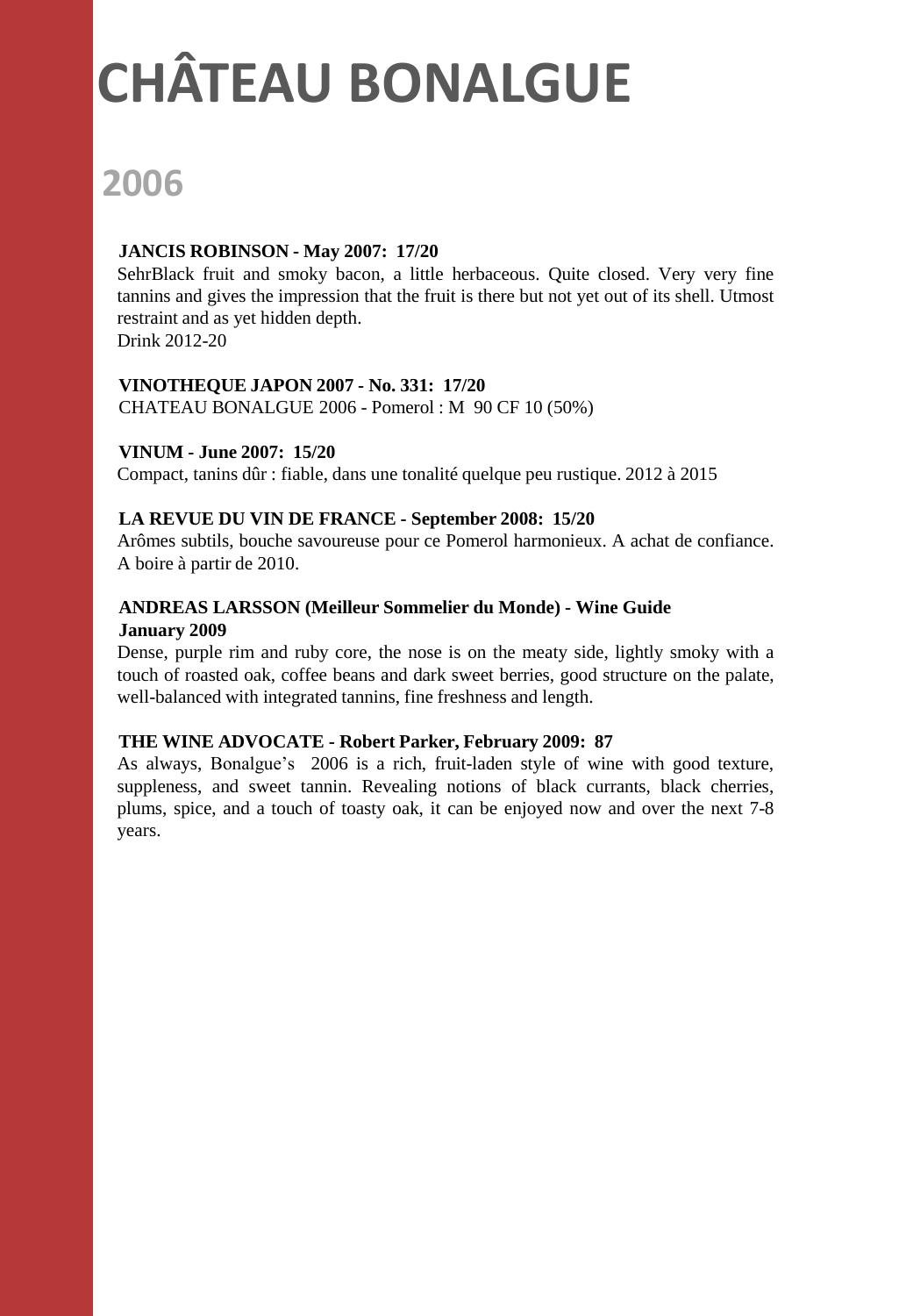# CHÂTEAU BONALGUE

## 2006

**JANCIS ROBINSON - May 2007: 17/20**

SehrBlack fruit and smoky bacon, a little herbaceous. Quite closed. Very very fine tannins and gives the impression that the fruit is there but not yet out of its shell. Utmost restraint and as yet hidden depth.
Drink 2012-20

**VINOTHEQUE JAPON 2007 - No. 331: 17/20**

CHATEAU BONALGUE 2006 - Pomerol : M 90 CF 10 (50%)

**VINUM - June 2007: 15/20**

Compact, tanins dûr : fiable, dans une tonalité quelque peu rustique. 2012 à 2015

**LA REVUE DU VIN DE FRANCE - September 2008: 15/20**

Arômes subtils, bouche savoureuse pour ce Pomerol harmonieux. A achat de confiance. A boire à partir de 2010.

**ANDREAS LARSSON (Meilleur Sommelier du Monde) - Wine Guide January 2009**

Dense, purple rim and ruby core, the nose is on the meaty side, lightly smoky with a touch of roasted oak, coffee beans and dark sweet berries, good structure on the palate, well-balanced with integrated tannins, fine freshness and length.

**THE WINE ADVOCATE - Robert Parker, February 2009: 87**

As always, Bonalgue's 2006 is a rich, fruit-laden style of wine with good texture, suppleness, and sweet tannin. Revealing notions of black currants, black cherries, plums, spice, and a touch of toasty oak, it can be enjoyed now and over the next 7-8 years.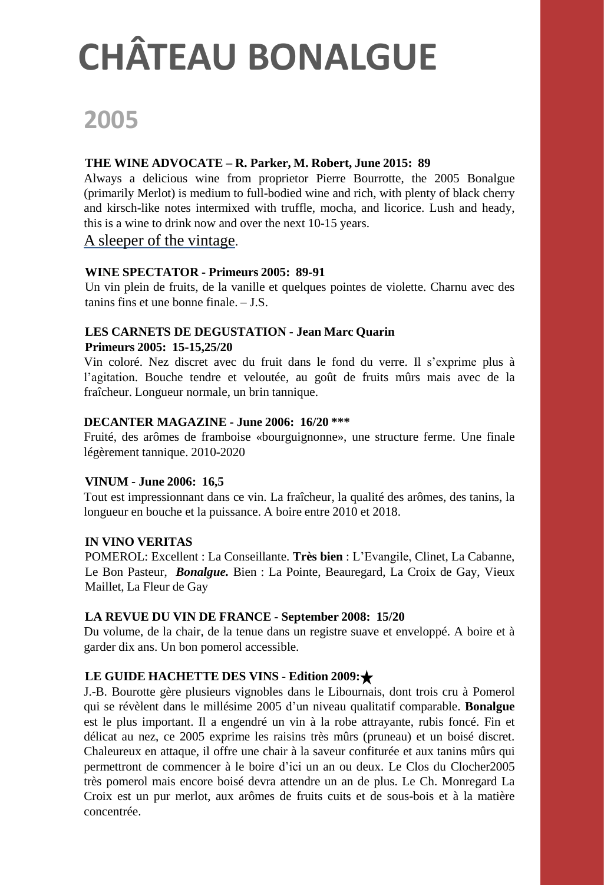# CHÂTEAU BONALGUE

## 2005

**THE WINE ADVOCATE – R. Parker, M. Robert, June 2015: 89**

Always a delicious wine from proprietor Pierre Bourrotte, the 2005 Bonalgue (primarily Merlot) is medium to full-bodied wine and rich, with plenty of black cherry and kirsch-like notes intermixed with truffle, mocha, and licorice. Lush and heady, this is a wine to drink now and over the next 10-15 years.

A sleeper of the vintage.

**WINE SPECTATOR - Primeurs 2005: 89-91**

Un vin plein de fruits, de la vanille et quelques pointes de violette. Charnu avec des tanins fins et une bonne finale. – J.S.

**LES CARNETS DE DEGUSTATION - Jean Marc Quarin**
**Primeurs 2005: 15-15,25/20**

Vin coloré. Nez discret avec du fruit dans le fond du verre. Il s'exprime plus à l'agitation. Bouche tendre et veloutée, au goût de fruits mûrs mais avec de la fraîcheur. Longueur normale, un brin tannique.

**DECANTER MAGAZINE - June 2006: 16/20 ***

Fruité, des arômes de framboise «bourguignonne», une structure ferme. Une finale légèrement tannique. 2010-2020

**VINUM - June 2006: 16,5**

Tout est impressionnant dans ce vin. La fraîcheur, la qualité des arômes, des tanins, la longueur en bouche et la puissance. A boire entre 2010 et 2018.

**IN VINO VERITAS**

POMEROL: Excellent : La Conseillante. **Très bien** : L'Evangile, Clinet, La Cabanne, Le Bon Pasteur, ***Bonalgue.*** Bien : La Pointe, Beauregard, La Croix de Gay, Vieux Maillet, La Fleur de Gay

**LA REVUE DU VIN DE FRANCE - September 2008: 15/20**

Du volume, de la chair, de la tenue dans un registre suave et enveloppé. A boire et à garder dix ans. Un bon pomerol accessible.

**LE GUIDE HACHETTE DES VINS - Edition 2009: ★**

J.-B. Bourotte gère plusieurs vignobles dans le Libournais, dont trois cru à Pomerol qui se révèlent dans le millésime 2005 d'un niveau qualitatif comparable. **Bonalgue** est le plus important. Il a engendré un vin à la robe attrayante, rubis foncé. Fin et délicat au nez, ce 2005 exprime les raisins très mûrs (pruneau) et un boisé discret. Chaleureux en attaque, il offre une chair à la saveur confiturée et aux tanins mûrs qui permettront de commencer à le boire d'ici un an ou deux. Le Clos du Clocher2005 très pomerol mais encore boisé devra attendre un an de plus. Le Ch. Monregard La Croix est un pur merlot, aux arômes de fruits cuits et de sous-bois et à la matière concentrée.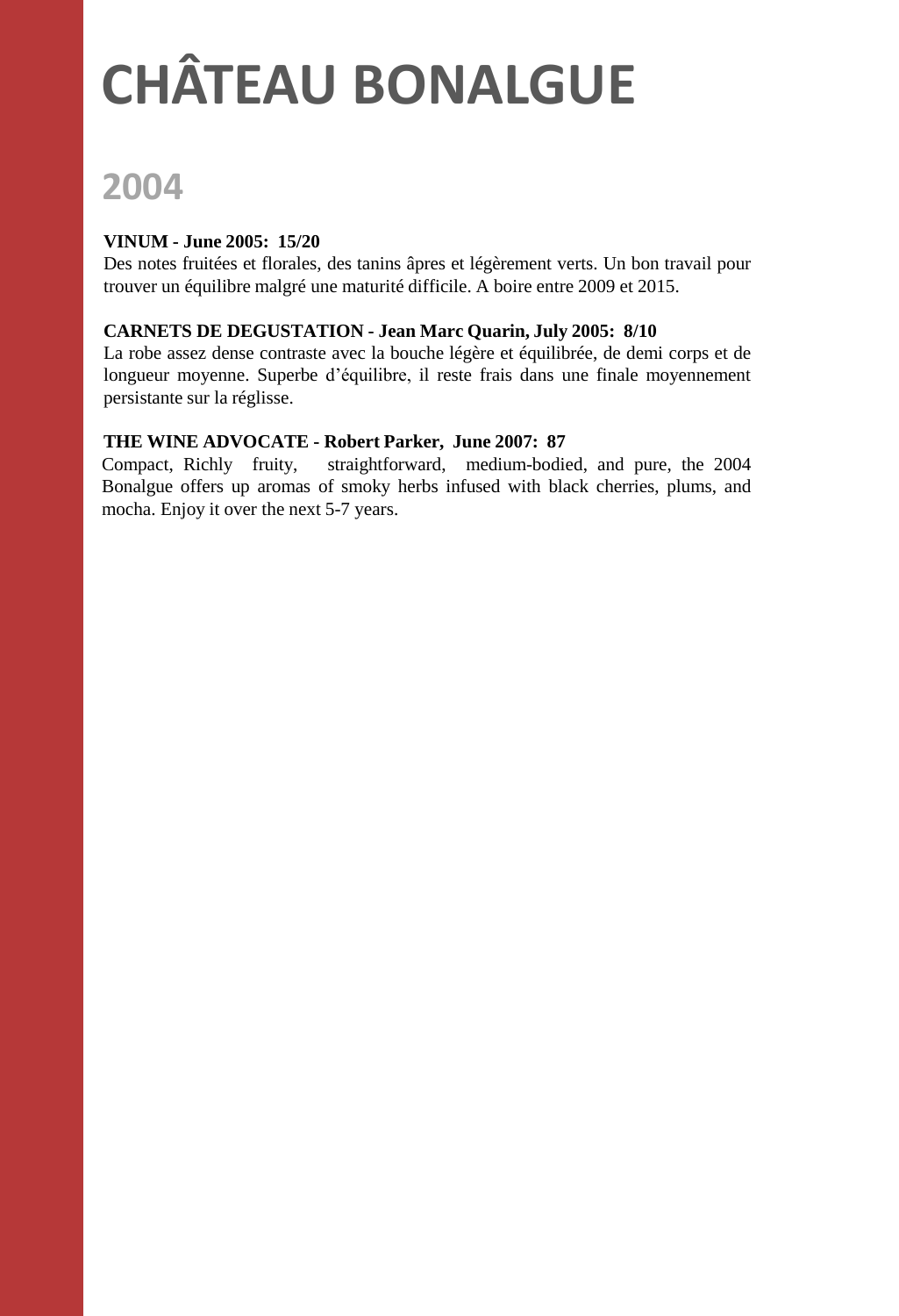# CHÂTEAU BONALGUE

## 2004

**VINUM - June 2005: 15/20**
Des notes fruitées et florales, des tanins âpres et légèrement verts. Un bon travail pour trouver un équilibre malgré une maturité difficile. A boire entre 2009 et 2015.

**CARNETS DE DEGUSTATION - Jean Marc Quarin, July 2005: 8/10**
La robe assez dense contraste avec la bouche légère et équilibrée, de demi corps et de longueur moyenne. Superbe d'équilibre, il reste frais dans une finale moyennement persistante sur la réglisse.

**THE WINE ADVOCATE - Robert Parker, June 2007: 87**
Compact, Richly fruity, straightforward, medium-bodied, and pure, the 2004 Bonalgue offers up aromas of smoky herbs infused with black cherries, plums, and mocha. Enjoy it over the next 5-7 years.